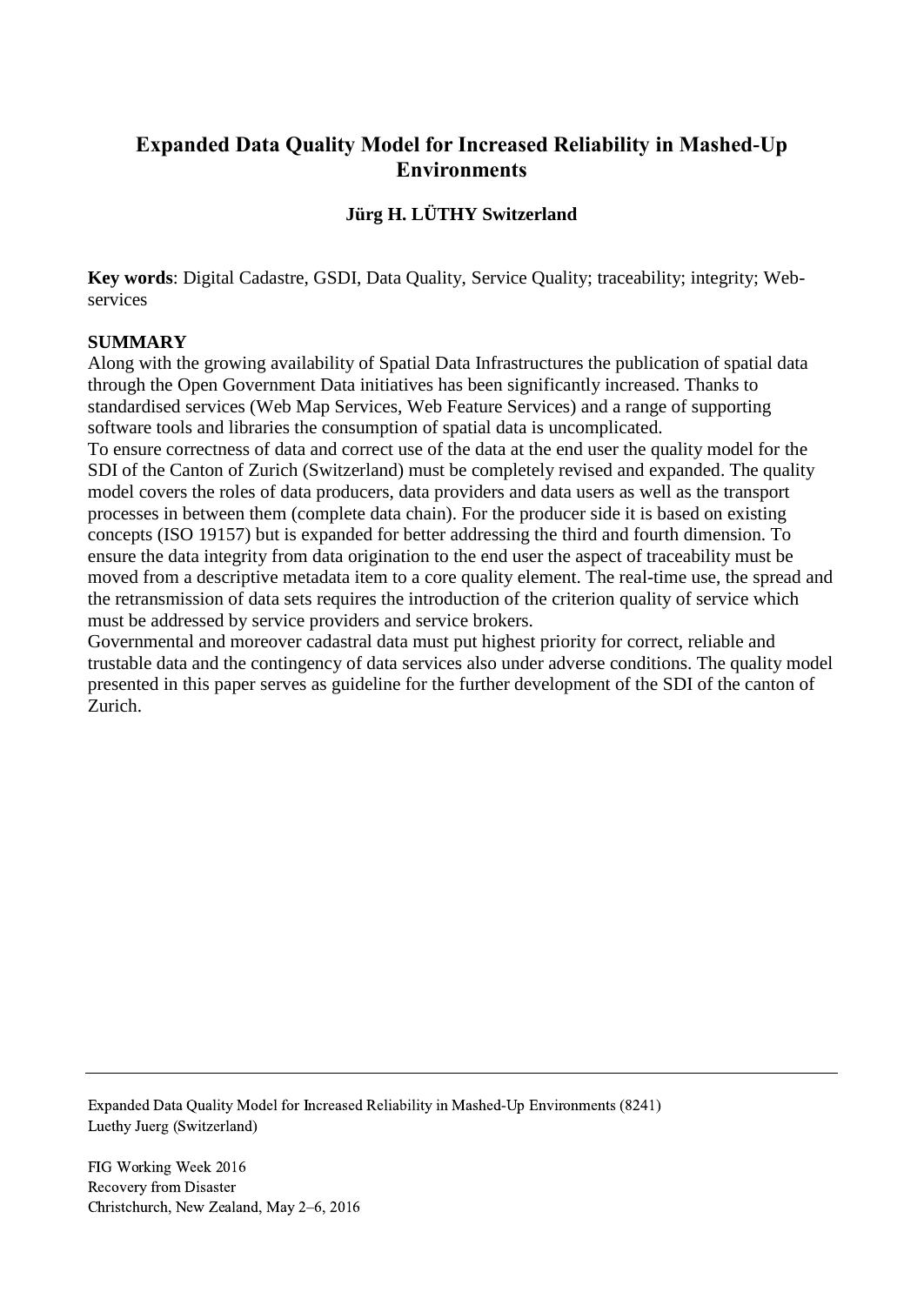# Expanded Data Quality Model for Increased Reliability in Mashed-Up Environments

**Jürg H. LÜTHY Switzerland**

**Key words**: Digital Cadastre, GSDI, Data Quality, Service Quality; traceability; integrity; Web-services

## SUMMARY

Along with the growing availability of Spatial Data Infrastructures the publication of spatial data through the Open Government Data initiatives has been significantly increased. Thanks to standardised services (Web Map Services, Web Feature Services) and a range of supporting software tools and libraries the consumption of spatial data is uncomplicated.

To ensure correctness of data and correct use of the data at the end user the quality model for the SDI of the Canton of Zurich (Switzerland) must be completely revised and expanded. The quality model covers the roles of data producers, data providers and data users as well as the transport processes in between them (complete data chain). For the producer side it is based on existing concepts (ISO 19157) but is expanded for better addressing the third and fourth dimension. To ensure the data integrity from data origination to the end user the aspect of traceability must be moved from a descriptive metadata item to a core quality element. The real-time use, the spread and the retransmission of data sets requires the introduction of the criterion quality of service which must be addressed by service providers and service brokers.

Governmental and moreover cadastral data must put highest priority for correct, reliable and trustable data and the contingency of data services also under adverse conditions. The quality model presented in this paper serves as guideline for the further development of the SDI of the canton of Zurich.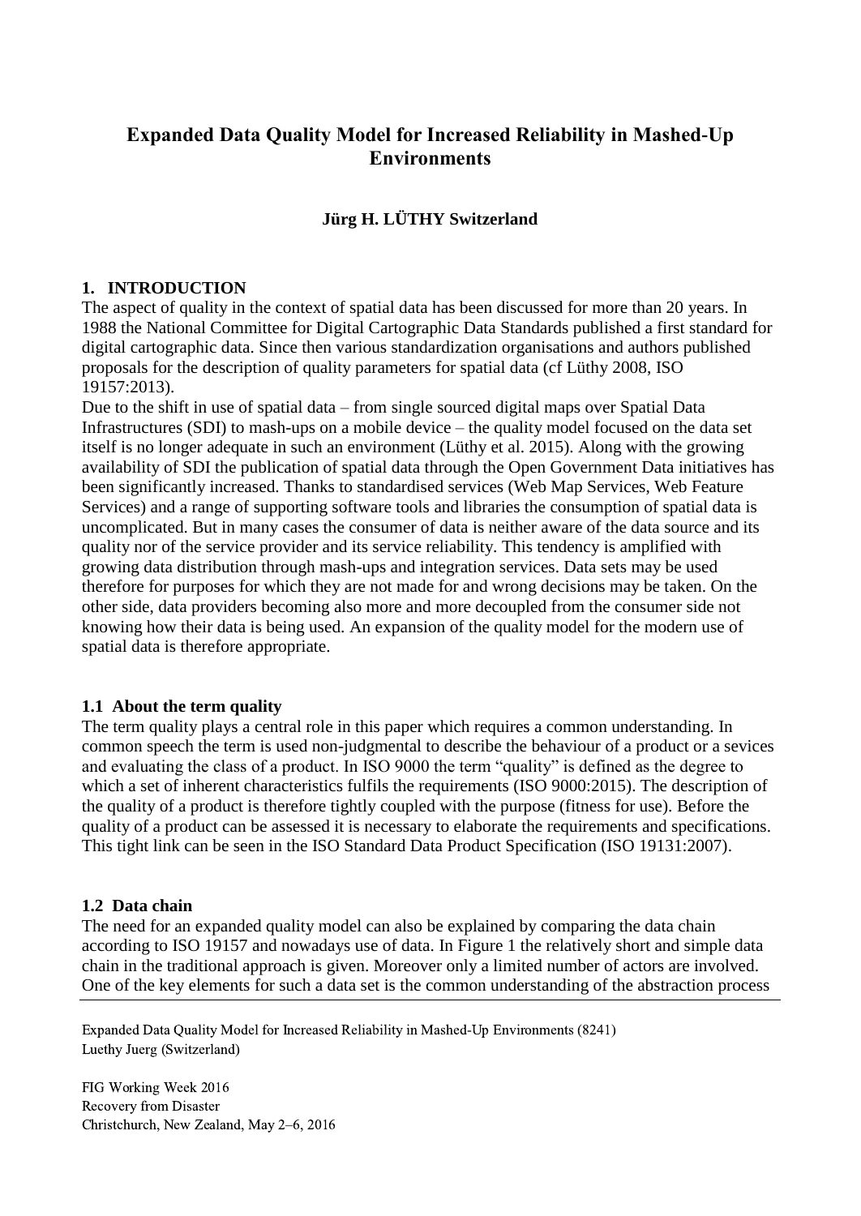## Expanded Data Quality Model for Increased Reliability in Mashed-Up Environments

**Jürg H. LÜTHY Switzerland**

### 1. INTRODUCTION

The aspect of quality in the context of spatial data has been discussed for more than 20 years. In 1988 the National Committee for Digital Cartographic Data Standards published a first standard for digital cartographic data. Since then various standardization organisations and authors published proposals for the description of quality parameters for spatial data (cf Lüthy 2008, ISO 19157:2013).

Due to the shift in use of spatial data – from single sourced digital maps over Spatial Data Infrastructures (SDI) to mash-ups on a mobile device – the quality model focused on the data set itself is no longer adequate in such an environment (Lüthy et al. 2015). Along with the growing availability of SDI the publication of spatial data through the Open Government Data initiatives has been significantly increased. Thanks to standardised services (Web Map Services, Web Feature Services) and a range of supporting software tools and libraries the consumption of spatial data is uncomplicated. But in many cases the consumer of data is neither aware of the data source and its quality nor of the service provider and its service reliability. This tendency is amplified with growing data distribution through mash-ups and integration services. Data sets may be used therefore for purposes for which they are not made for and wrong decisions may be taken. On the other side, data providers becoming also more and more decoupled from the consumer side not knowing how their data is being used. An expansion of the quality model for the modern use of spatial data is therefore appropriate.

### 1.1 About the term quality

The term quality plays a central role in this paper which requires a common understanding. In common speech the term is used non-judgmental to describe the behaviour of a product or a sevices and evaluating the class of a product. In ISO 9000 the term "quality" is defined as the degree to which a set of inherent characteristics fulfils the requirements (ISO 9000:2015). The description of the quality of a product is therefore tightly coupled with the purpose (fitness for use). Before the quality of a product can be assessed it is necessary to elaborate the requirements and specifications. This tight link can be seen in the ISO Standard Data Product Specification (ISO 19131:2007).

### 1.2 Data chain

The need for an expanded quality model can also be explained by comparing the data chain according to ISO 19157 and nowadays use of data. In Figure 1 the relatively short and simple data chain in the traditional approach is given. Moreover only a limited number of actors are involved. One of the key elements for such a data set is the common understanding of the abstraction process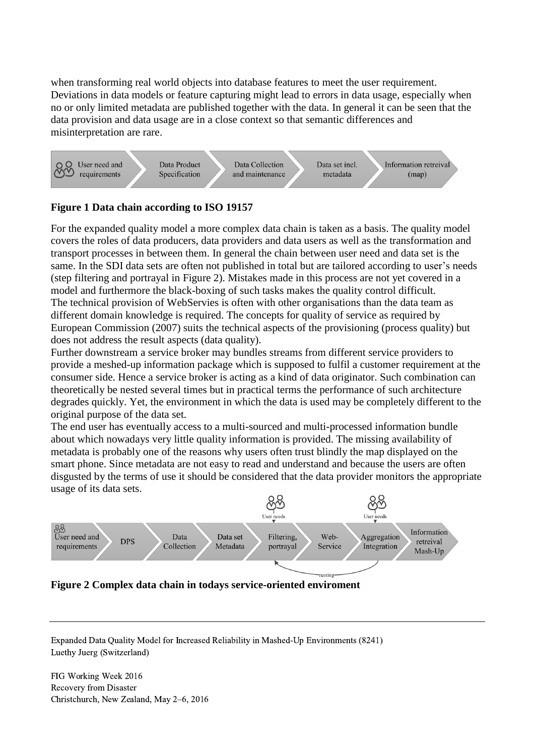when transforming real world objects into database features to meet the user requirement. Deviations in data models or feature capturing might lead to errors in data usage, especially when no or only limited metadata are published together with the data. In general it can be seen that the data provision and data usage are in a close context so that semantic differences and misinterpretation are rare.

User need and requirements → Data Product Specification → Data Collection and maintenance → Data set incl. metadata → Information retreival (map)

**Figure 1 Data chain according to ISO 19157**

For the expanded quality model a more complex data chain is taken as a basis. The quality model covers the roles of data producers, data providers and data users as well as the transformation and transport processes in between them. In general the chain between user need and data set is the same. In the SDI data sets are often not published in total but are tailored according to user's needs (step filtering and portrayal in Figure 2). Mistakes made in this process are not yet covered in a model and furthermore the black-boxing of such tasks makes the quality control difficult.
The technical provision of WebServies is often with other organisations than the data team as different domain knowledge is required. The concepts for quality of service as required by European Commission (2007) suits the technical aspects of the provisioning (process quality) but does not address the result aspects (data quality).
Further downstream a service broker may bundles streams from different service providers to provide a meshed-up information package which is supposed to fulfil a customer requirement at the consumer side. Hence a service broker is acting as a kind of data originator. Such combination can theoretically be nested several times but in practical terms the performance of such architecture degrades quickly. Yet, the environment in which the data is used may be completely different to the original purpose of the data set.
The end user has eventually access to a multi-sourced and multi-processed information bundle about which nowadays very little quality information is provided. The missing availability of metadata is probably one of the reasons why users often trust blindly the map displayed on the smart phone. Since metadata are not easy to read and understand and because the users are often disgusted by the terms of use it should be considered that the data provider monitors the appropriate usage of its data sets.

User need and requirements → DPS → Data Collection → Data set Metadata → Filtering, portrayal (User needs) → Web-Service → Aggregation Integration (User needs) → Information retreival Mash-Up
(nesting: Aggregation Integration → Filtering, portrayal)

**Figure 2 Complex data chain in todays service-oriented enviroment**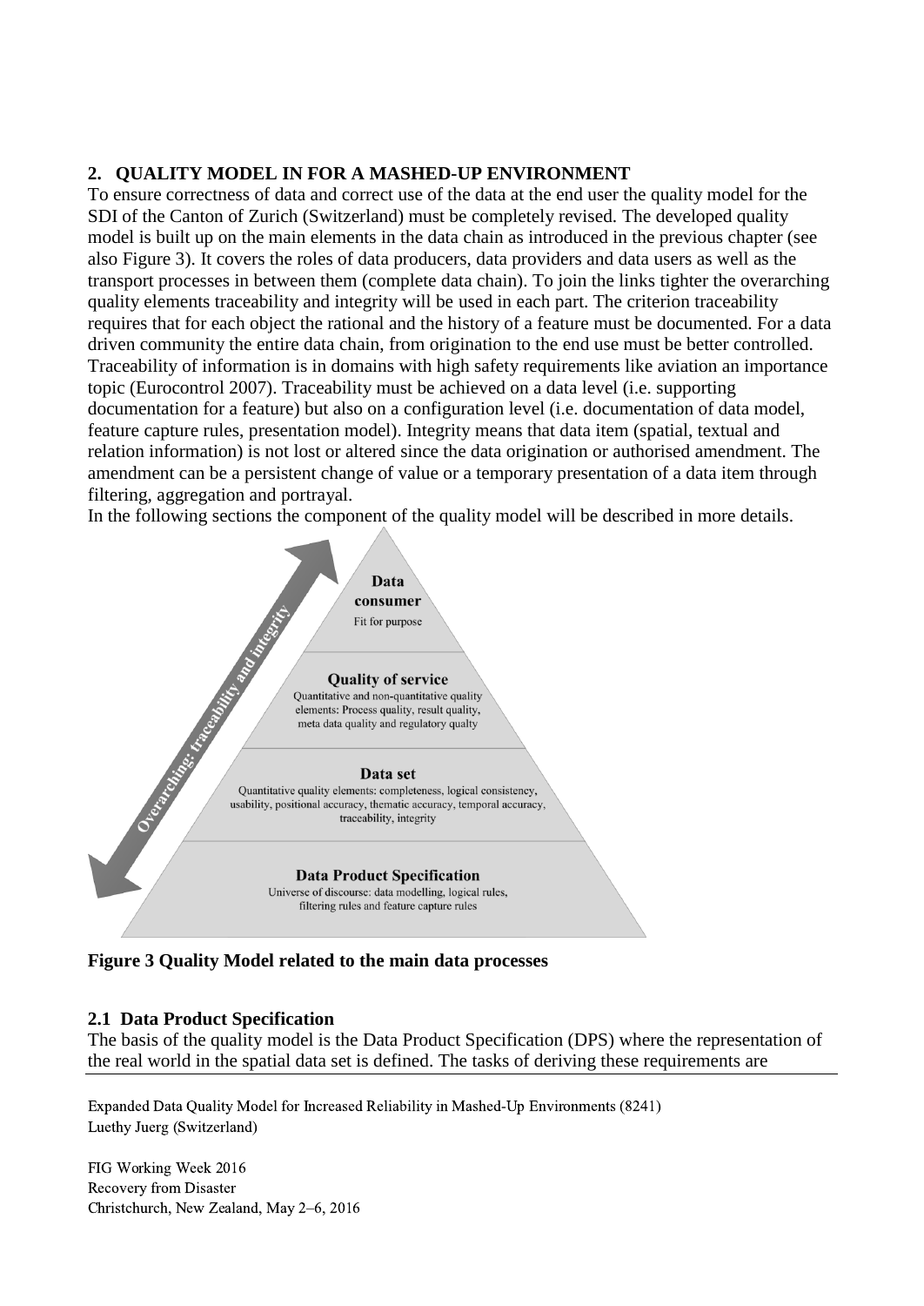## 2. QUALITY MODEL IN FOR A MASHED-UP ENVIRONMENT

To ensure correctness of data and correct use of the data at the end user the quality model for the SDI of the Canton of Zurich (Switzerland) must be completely revised. The developed quality model is built up on the main elements in the data chain as introduced in the previous chapter (see also Figure 3). It covers the roles of data producers, data providers and data users as well as the transport processes in between them (complete data chain). To join the links tighter the overarching quality elements traceability and integrity will be used in each part. The criterion traceability requires that for each object the rational and the history of a feature must be documented. For a data driven community the entire data chain, from origination to the end use must be better controlled. Traceability of information is in domains with high safety requirements like aviation an importance topic (Eurocontrol 2007). Traceability must be achieved on a data level (i.e. supporting documentation for a feature) but also on a configuration level (i.e. documentation of data model, feature capture rules, presentation model). Integrity means that data item (spatial, textual and relation information) is not lost or altered since the data origination or authorised amendment. The amendment can be a persistent change of value or a temporary presentation of a data item through filtering, aggregation and portrayal.

In the following sections the component of the quality model will be described in more details.

Overarching: traceability and integrity

**Data consumer**
Fit for purpose

**Quality of service**
Quantitative and non-quantitative quality elements: Process quality, result quality, meta data quality and regulatory qualty

**Data set**
Quantitative quality elements: completeness, logical consistency, usability, positional accuracy, thematic accuracy, temporal accuracy, traceability, integrity

**Data Product Specification**
Universe of discourse: data modelling, logical rules, filtering rules and feature capture rules

**Figure 3 Quality Model related to the main data processes**

### 2.1 Data Product Specification

The basis of the quality model is the Data Product Specification (DPS) where the representation of the real world in the spatial data set is defined. The tasks of deriving these requirements are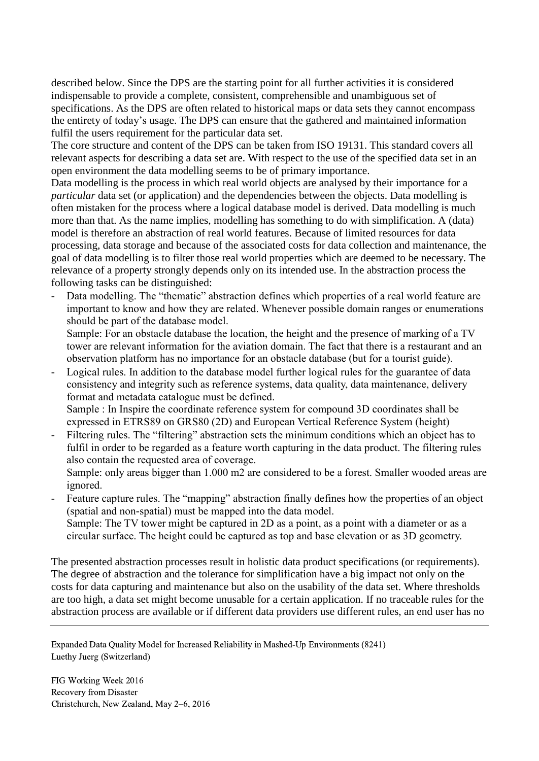described below. Since the DPS are the starting point for all further activities it is considered indispensable to provide a complete, consistent, comprehensible and unambiguous set of specifications. As the DPS are often related to historical maps or data sets they cannot encompass the entirety of today's usage. The DPS can ensure that the gathered and maintained information fulfil the users requirement for the particular data set.

The core structure and content of the DPS can be taken from ISO 19131. This standard covers all relevant aspects for describing a data set are. With respect to the use of the specified data set in an open environment the data modelling seems to be of primary importance.

Data modelling is the process in which real world objects are analysed by their importance for a *particular* data set (or application) and the dependencies between the objects. Data modelling is often mistaken for the process where a logical database model is derived. Data modelling is much more than that. As the name implies, modelling has something to do with simplification. A (data) model is therefore an abstraction of real world features. Because of limited resources for data processing, data storage and because of the associated costs for data collection and maintenance, the goal of data modelling is to filter those real world properties which are deemed to be necessary. The relevance of a property strongly depends only on its intended use. In the abstraction process the following tasks can be distinguished:

- Data modelling. The "thematic" abstraction defines which properties of a real world feature are important to know and how they are related. Whenever possible domain ranges or enumerations should be part of the database model.
  Sample: For an obstacle database the location, the height and the presence of marking of a TV tower are relevant information for the aviation domain. The fact that there is a restaurant and an observation platform has no importance for an obstacle database (but for a tourist guide).
- Logical rules. In addition to the database model further logical rules for the guarantee of data consistency and integrity such as reference systems, data quality, data maintenance, delivery format and metadata catalogue must be defined.
  Sample : In Inspire the coordinate reference system for compound 3D coordinates shall be expressed in ETRS89 on GRS80 (2D) and European Vertical Reference System (height)
- Filtering rules. The "filtering" abstraction sets the minimum conditions which an object has to fulfil in order to be regarded as a feature worth capturing in the data product. The filtering rules also contain the requested area of coverage.
  Sample: only areas bigger than 1.000 m2 are considered to be a forest. Smaller wooded areas are ignored.
- Feature capture rules. The "mapping" abstraction finally defines how the properties of an object (spatial and non-spatial) must be mapped into the data model.
  Sample: The TV tower might be captured in 2D as a point, as a point with a diameter or as a circular surface. The height could be captured as top and base elevation or as 3D geometry.

The presented abstraction processes result in holistic data product specifications (or requirements). The degree of abstraction and the tolerance for simplification have a big impact not only on the costs for data capturing and maintenance but also on the usability of the data set. Where thresholds are too high, a data set might become unusable for a certain application. If no traceable rules for the abstraction process are available or if different data providers use different rules, an end user has no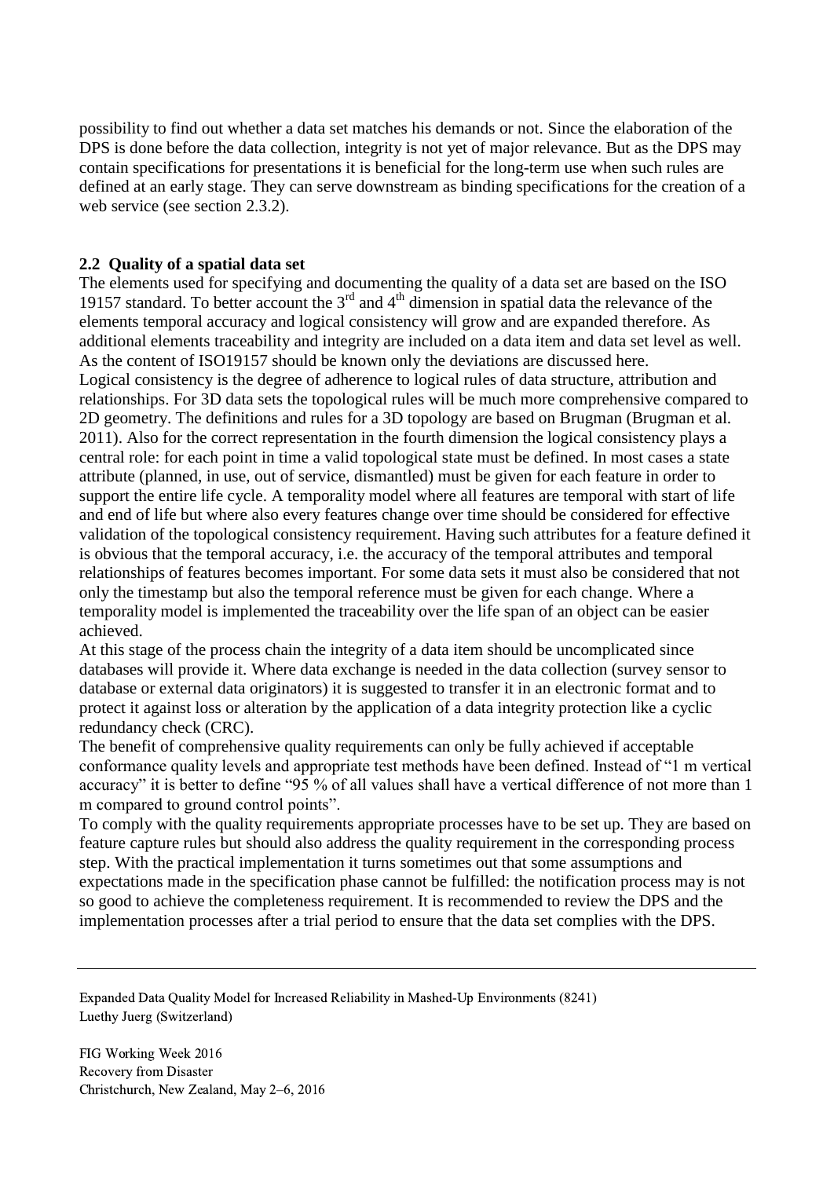possibility to find out whether a data set matches his demands or not. Since the elaboration of the DPS is done before the data collection, integrity is not yet of major relevance. But as the DPS may contain specifications for presentations it is beneficial for the long-term use when such rules are defined at an early stage. They can serve downstream as binding specifications for the creation of a web service (see section 2.3.2).

## 2.2 Quality of a spatial data set

The elements used for specifying and documenting the quality of a data set are based on the ISO 19157 standard. To better account the 3rd and 4th dimension in spatial data the relevance of the elements temporal accuracy and logical consistency will grow and are expanded therefore. As additional elements traceability and integrity are included on a data item and data set level as well. As the content of ISO19157 should be known only the deviations are discussed here.

Logical consistency is the degree of adherence to logical rules of data structure, attribution and relationships. For 3D data sets the topological rules will be much more comprehensive compared to 2D geometry. The definitions and rules for a 3D topology are based on Brugman (Brugman et al. 2011). Also for the correct representation in the fourth dimension the logical consistency plays a central role: for each point in time a valid topological state must be defined. In most cases a state attribute (planned, in use, out of service, dismantled) must be given for each feature in order to support the entire life cycle. A temporality model where all features are temporal with start of life and end of life but where also every features change over time should be considered for effective validation of the topological consistency requirement. Having such attributes for a feature defined it is obvious that the temporal accuracy, i.e. the accuracy of the temporal attributes and temporal relationships of features becomes important. For some data sets it must also be considered that not only the timestamp but also the temporal reference must be given for each change. Where a temporality model is implemented the traceability over the life span of an object can be easier achieved.

At this stage of the process chain the integrity of a data item should be uncomplicated since databases will provide it. Where data exchange is needed in the data collection (survey sensor to database or external data originators) it is suggested to transfer it in an electronic format and to protect it against loss or alteration by the application of a data integrity protection like a cyclic redundancy check (CRC).

The benefit of comprehensive quality requirements can only be fully achieved if acceptable conformance quality levels and appropriate test methods have been defined. Instead of "1 m vertical accuracy" it is better to define "95 % of all values shall have a vertical difference of not more than 1 m compared to ground control points".

To comply with the quality requirements appropriate processes have to be set up. They are based on feature capture rules but should also address the quality requirement in the corresponding process step. With the practical implementation it turns sometimes out that some assumptions and expectations made in the specification phase cannot be fulfilled: the notification process may is not so good to achieve the completeness requirement. It is recommended to review the DPS and the implementation processes after a trial period to ensure that the data set complies with the DPS.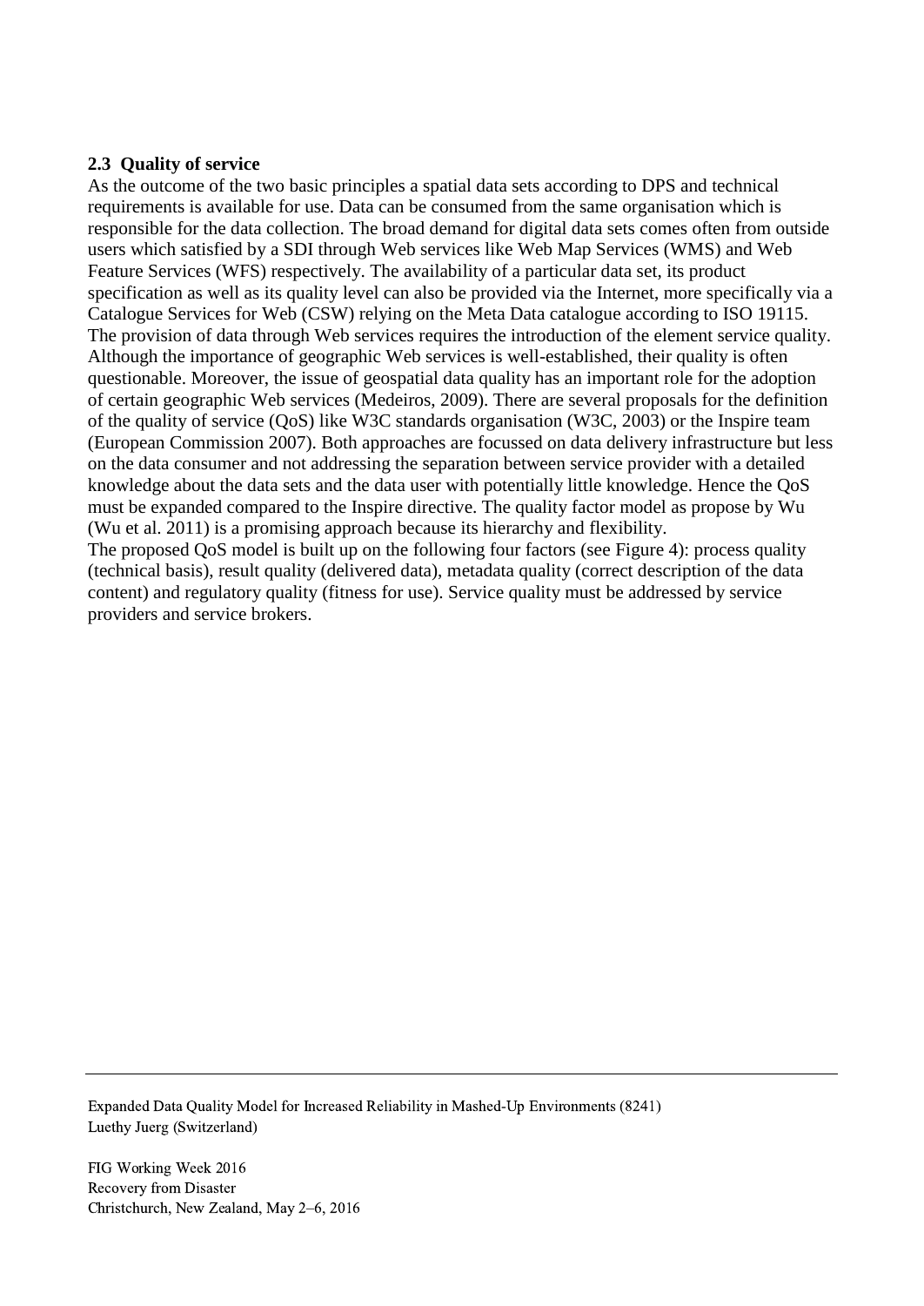### 2.3 Quality of service

As the outcome of the two basic principles a spatial data sets according to DPS and technical requirements is available for use. Data can be consumed from the same organisation which is responsible for the data collection. The broad demand for digital data sets comes often from outside users which satisfied by a SDI through Web services like Web Map Services (WMS) and Web Feature Services (WFS) respectively. The availability of a particular data set, its product specification as well as its quality level can also be provided via the Internet, more specifically via a Catalogue Services for Web (CSW) relying on the Meta Data catalogue according to ISO 19115. The provision of data through Web services requires the introduction of the element service quality. Although the importance of geographic Web services is well-established, their quality is often questionable. Moreover, the issue of geospatial data quality has an important role for the adoption of certain geographic Web services (Medeiros, 2009). There are several proposals for the definition of the quality of service (QoS) like W3C standards organisation (W3C, 2003) or the Inspire team (European Commission 2007). Both approaches are focussed on data delivery infrastructure but less on the data consumer and not addressing the separation between service provider with a detailed knowledge about the data sets and the data user with potentially little knowledge. Hence the QoS must be expanded compared to the Inspire directive. The quality factor model as propose by Wu (Wu et al. 2011) is a promising approach because its hierarchy and flexibility.

The proposed QoS model is built up on the following four factors (see Figure 4): process quality (technical basis), result quality (delivered data), metadata quality (correct description of the data content) and regulatory quality (fitness for use). Service quality must be addressed by service providers and service brokers.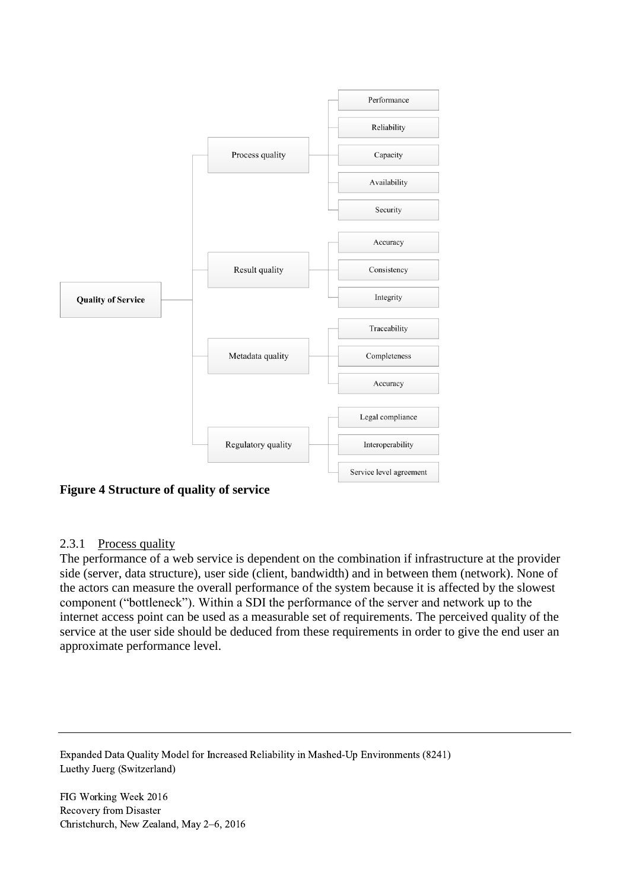Quality of Service

- Process quality
  - Performance
  - Reliability
  - Capacity
  - Availability
  - Security
- Result quality
  - Accuracy
  - Consistency
  - Integrity
- Metadata quality
  - Traceability
  - Completeness
  - Accuracy
- Regulatory quality
  - Legal compliance
  - Interoperability
  - Service level agreement

**Figure 4 Structure of quality of service**

### 2.3.1 Process quality

The performance of a web service is dependent on the combination if infrastructure at the provider side (server, data structure), user side (client, bandwidth) and in between them (network). None of the actors can measure the overall performance of the system because it is affected by the slowest component ("bottleneck"). Within a SDI the performance of the server and network up to the internet access point can be used as a measurable set of requirements. The perceived quality of the service at the user side should be deduced from these requirements in order to give the end user an approximate performance level.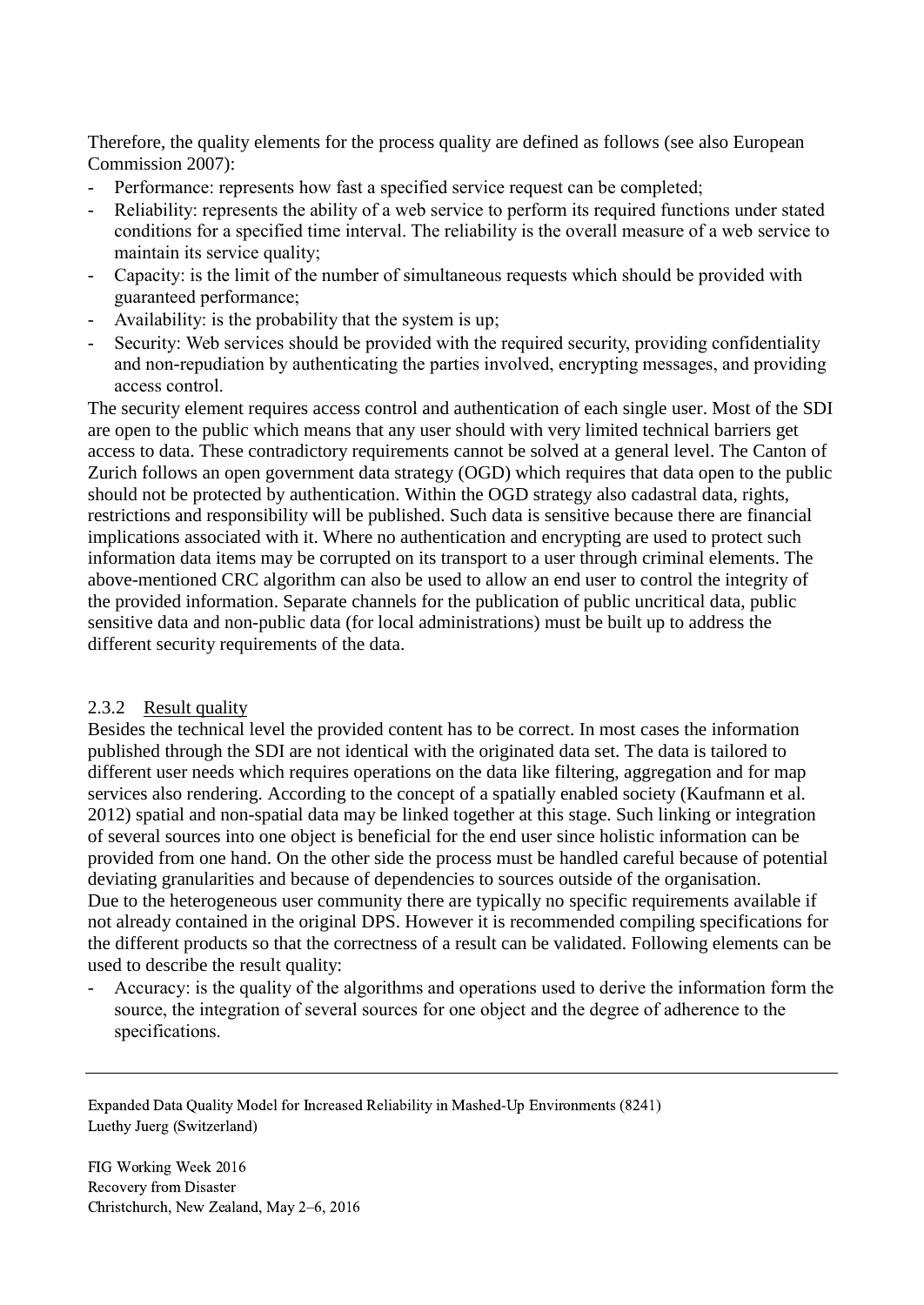Therefore, the quality elements for the process quality are defined as follows (see also European Commission 2007):

- Performance: represents how fast a specified service request can be completed;
- Reliability: represents the ability of a web service to perform its required functions under stated conditions for a specified time interval. The reliability is the overall measure of a web service to maintain its service quality;
- Capacity: is the limit of the number of simultaneous requests which should be provided with guaranteed performance;
- Availability: is the probability that the system is up;
- Security: Web services should be provided with the required security, providing confidentiality and non-repudiation by authenticating the parties involved, encrypting messages, and providing access control.

The security element requires access control and authentication of each single user. Most of the SDI are open to the public which means that any user should with very limited technical barriers get access to data. These contradictory requirements cannot be solved at a general level. The Canton of Zurich follows an open government data strategy (OGD) which requires that data open to the public should not be protected by authentication. Within the OGD strategy also cadastral data, rights, restrictions and responsibility will be published. Such data is sensitive because there are financial implications associated with it. Where no authentication and encrypting are used to protect such information data items may be corrupted on its transport to a user through criminal elements. The above-mentioned CRC algorithm can also be used to allow an end user to control the integrity of the provided information. Separate channels for the publication of public uncritical data, public sensitive data and non-public data (for local administrations) must be built up to address the different security requirements of the data.

### 2.3.2 Result quality

Besides the technical level the provided content has to be correct. In most cases the information published through the SDI are not identical with the originated data set. The data is tailored to different user needs which requires operations on the data like filtering, aggregation and for map services also rendering. According to the concept of a spatially enabled society (Kaufmann et al. 2012) spatial and non-spatial data may be linked together at this stage. Such linking or integration of several sources into one object is beneficial for the end user since holistic information can be provided from one hand. On the other side the process must be handled careful because of potential deviating granularities and because of dependencies to sources outside of the organisation.
Due to the heterogeneous user community there are typically no specific requirements available if not already contained in the original DPS. However it is recommended compiling specifications for the different products so that the correctness of a result can be validated. Following elements can be used to describe the result quality:

- Accuracy: is the quality of the algorithms and operations used to derive the information form the source, the integration of several sources for one object and the degree of adherence to the specifications.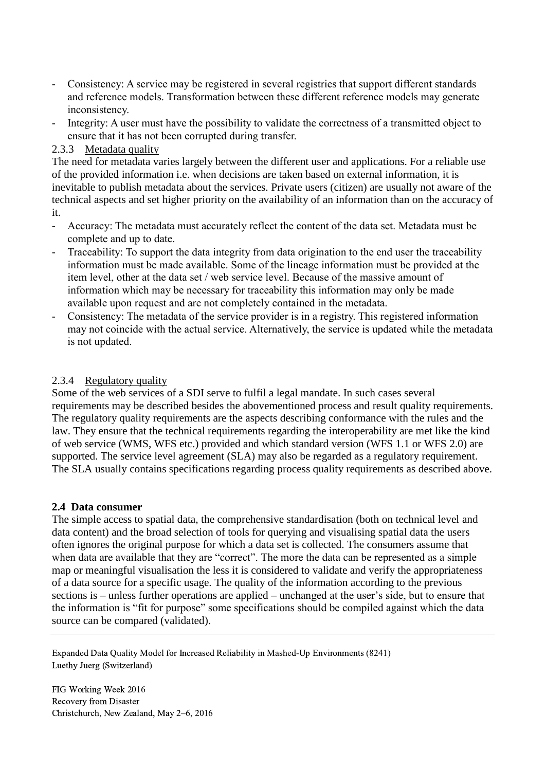- Consistency: A service may be registered in several registries that support different standards and reference models. Transformation between these different reference models may generate inconsistency.
- Integrity: A user must have the possibility to validate the correctness of a transmitted object to ensure that it has not been corrupted during transfer.

#### 2.3.3 Metadata quality

The need for metadata varies largely between the different user and applications. For a reliable use of the provided information i.e. when decisions are taken based on external information, it is inevitable to publish metadata about the services. Private users (citizen) are usually not aware of the technical aspects and set higher priority on the availability of an information than on the accuracy of it.

- Accuracy: The metadata must accurately reflect the content of the data set. Metadata must be complete and up to date.
- Traceability: To support the data integrity from data origination to the end user the traceability information must be made available. Some of the lineage information must be provided at the item level, other at the data set / web service level. Because of the massive amount of information which may be necessary for traceability this information may only be made available upon request and are not completely contained in the metadata.
- Consistency: The metadata of the service provider is in a registry. This registered information may not coincide with the actual service. Alternatively, the service is updated while the metadata is not updated.

#### 2.3.4 Regulatory quality

Some of the web services of a SDI serve to fulfil a legal mandate. In such cases several requirements may be described besides the abovementioned process and result quality requirements. The regulatory quality requirements are the aspects describing conformance with the rules and the law. They ensure that the technical requirements regarding the interoperability are met like the kind of web service (WMS, WFS etc.) provided and which standard version (WFS 1.1 or WFS 2.0) are supported. The service level agreement (SLA) may also be regarded as a regulatory requirement. The SLA usually contains specifications regarding process quality requirements as described above.

### 2.4 Data consumer

The simple access to spatial data, the comprehensive standardisation (both on technical level and data content) and the broad selection of tools for querying and visualising spatial data the users often ignores the original purpose for which a data set is collected. The consumers assume that when data are available that they are "correct". The more the data can be represented as a simple map or meaningful visualisation the less it is considered to validate and verify the appropriateness of a data source for a specific usage. The quality of the information according to the previous sections is – unless further operations are applied – unchanged at the user's side, but to ensure that the information is "fit for purpose" some specifications should be compiled against which the data source can be compared (validated).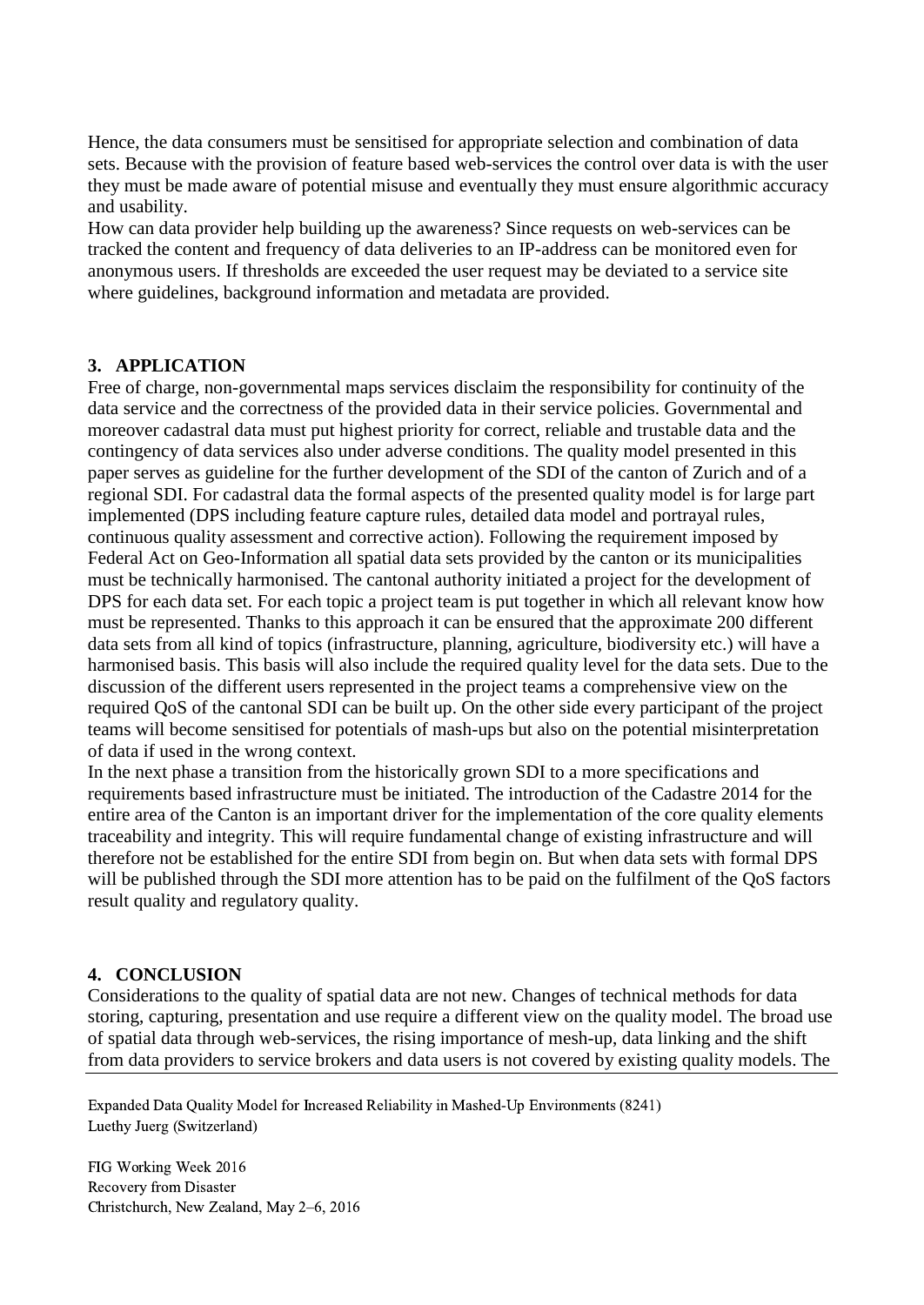Hence, the data consumers must be sensitised for appropriate selection and combination of data sets. Because with the provision of feature based web-services the control over data is with the user they must be made aware of potential misuse and eventually they must ensure algorithmic accuracy and usability.

How can data provider help building up the awareness? Since requests on web-services can be tracked the content and frequency of data deliveries to an IP-address can be monitored even for anonymous users. If thresholds are exceeded the user request may be deviated to a service site where guidelines, background information and metadata are provided.

## 3. APPLICATION

Free of charge, non-governmental maps services disclaim the responsibility for continuity of the data service and the correctness of the provided data in their service policies. Governmental and moreover cadastral data must put highest priority for correct, reliable and trustable data and the contingency of data services also under adverse conditions. The quality model presented in this paper serves as guideline for the further development of the SDI of the canton of Zurich and of a regional SDI. For cadastral data the formal aspects of the presented quality model is for large part implemented (DPS including feature capture rules, detailed data model and portrayal rules, continuous quality assessment and corrective action). Following the requirement imposed by Federal Act on Geo-Information all spatial data sets provided by the canton or its municipalities must be technically harmonised. The cantonal authority initiated a project for the development of DPS for each data set. For each topic a project team is put together in which all relevant know how must be represented. Thanks to this approach it can be ensured that the approximate 200 different data sets from all kind of topics (infrastructure, planning, agriculture, biodiversity etc.) will have a harmonised basis. This basis will also include the required quality level for the data sets. Due to the discussion of the different users represented in the project teams a comprehensive view on the required QoS of the cantonal SDI can be built up. On the other side every participant of the project teams will become sensitised for potentials of mash-ups but also on the potential misinterpretation of data if used in the wrong context.

In the next phase a transition from the historically grown SDI to a more specifications and requirements based infrastructure must be initiated. The introduction of the Cadastre 2014 for the entire area of the Canton is an important driver for the implementation of the core quality elements traceability and integrity. This will require fundamental change of existing infrastructure and will therefore not be established for the entire SDI from begin on. But when data sets with formal DPS will be published through the SDI more attention has to be paid on the fulfilment of the QoS factors result quality and regulatory quality.

## 4. CONCLUSION

Considerations to the quality of spatial data are not new. Changes of technical methods for data storing, capturing, presentation and use require a different view on the quality model. The broad use of spatial data through web-services, the rising importance of mesh-up, data linking and the shift from data providers to service brokers and data users is not covered by existing quality models. The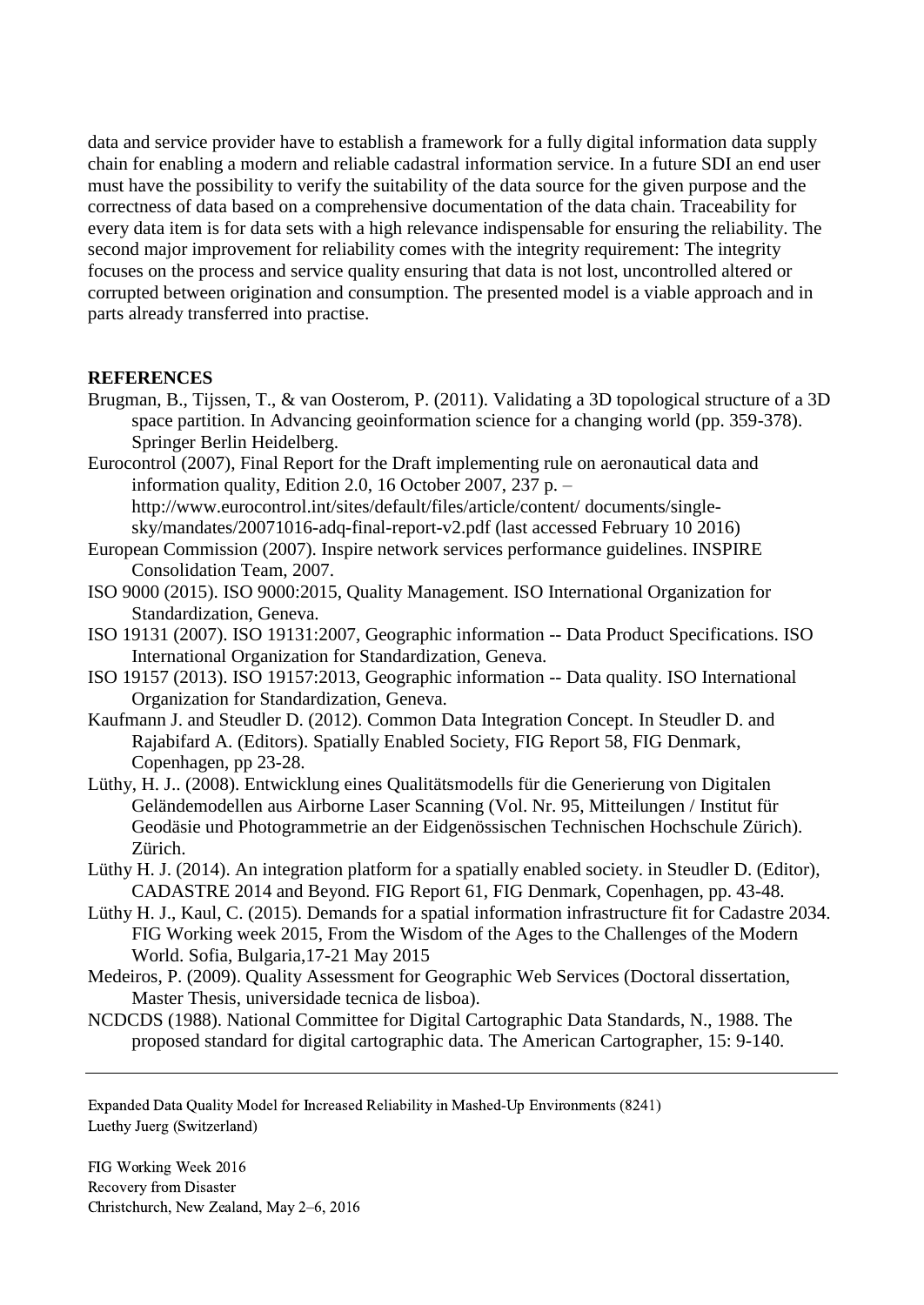data and service provider have to establish a framework for a fully digital information data supply chain for enabling a modern and reliable cadastral information service. In a future SDI an end user must have the possibility to verify the suitability of the data source for the given purpose and the correctness of data based on a comprehensive documentation of the data chain. Traceability for every data item is for data sets with a high relevance indispensable for ensuring the reliability. The second major improvement for reliability comes with the integrity requirement: The integrity focuses on the process and service quality ensuring that data is not lost, uncontrolled altered or corrupted between origination and consumption. The presented model is a viable approach and in parts already transferred into practise.

**REFERENCES**

Brugman, B., Tijssen, T., & van Oosterom, P. (2011). Validating a 3D topological structure of a 3D space partition. In Advancing geoinformation science for a changing world (pp. 359-378). Springer Berlin Heidelberg.

Eurocontrol (2007), Final Report for the Draft implementing rule on aeronautical data and information quality, Edition 2.0, 16 October 2007, 237 p. – http://www.eurocontrol.int/sites/default/files/article/content/ documents/single-sky/mandates/20071016-adq-final-report-v2.pdf (last accessed February 10 2016)

European Commission (2007). Inspire network services performance guidelines. INSPIRE Consolidation Team, 2007.

ISO 9000 (2015). ISO 9000:2015, Quality Management. ISO International Organization for Standardization, Geneva.

ISO 19131 (2007). ISO 19131:2007, Geographic information -- Data Product Specifications. ISO International Organization for Standardization, Geneva.

ISO 19157 (2013). ISO 19157:2013, Geographic information -- Data quality. ISO International Organization for Standardization, Geneva.

Kaufmann J. and Steudler D. (2012). Common Data Integration Concept. In Steudler D. and Rajabifard A. (Editors). Spatially Enabled Society, FIG Report 58, FIG Denmark, Copenhagen, pp 23-28.

Lüthy, H. J.. (2008). Entwicklung eines Qualitätsmodells für die Generierung von Digitalen Geländemodellen aus Airborne Laser Scanning (Vol. Nr. 95, Mitteilungen / Institut für Geodäsie und Photogrammetrie an der Eidgenössischen Technischen Hochschule Zürich). Zürich.

Lüthy H. J. (2014). An integration platform for a spatially enabled society. in Steudler D. (Editor), CADASTRE 2014 and Beyond. FIG Report 61, FIG Denmark, Copenhagen, pp. 43-48.

Lüthy H. J., Kaul, C. (2015). Demands for a spatial information infrastructure fit for Cadastre 2034. FIG Working week 2015, From the Wisdom of the Ages to the Challenges of the Modern World. Sofia, Bulgaria,17-21 May 2015

Medeiros, P. (2009). Quality Assessment for Geographic Web Services (Doctoral dissertation, Master Thesis, universidade tecnica de lisboa).

NCDCDS (1988). National Committee for Digital Cartographic Data Standards, N., 1988. The proposed standard for digital cartographic data. The American Cartographer, 15: 9-140.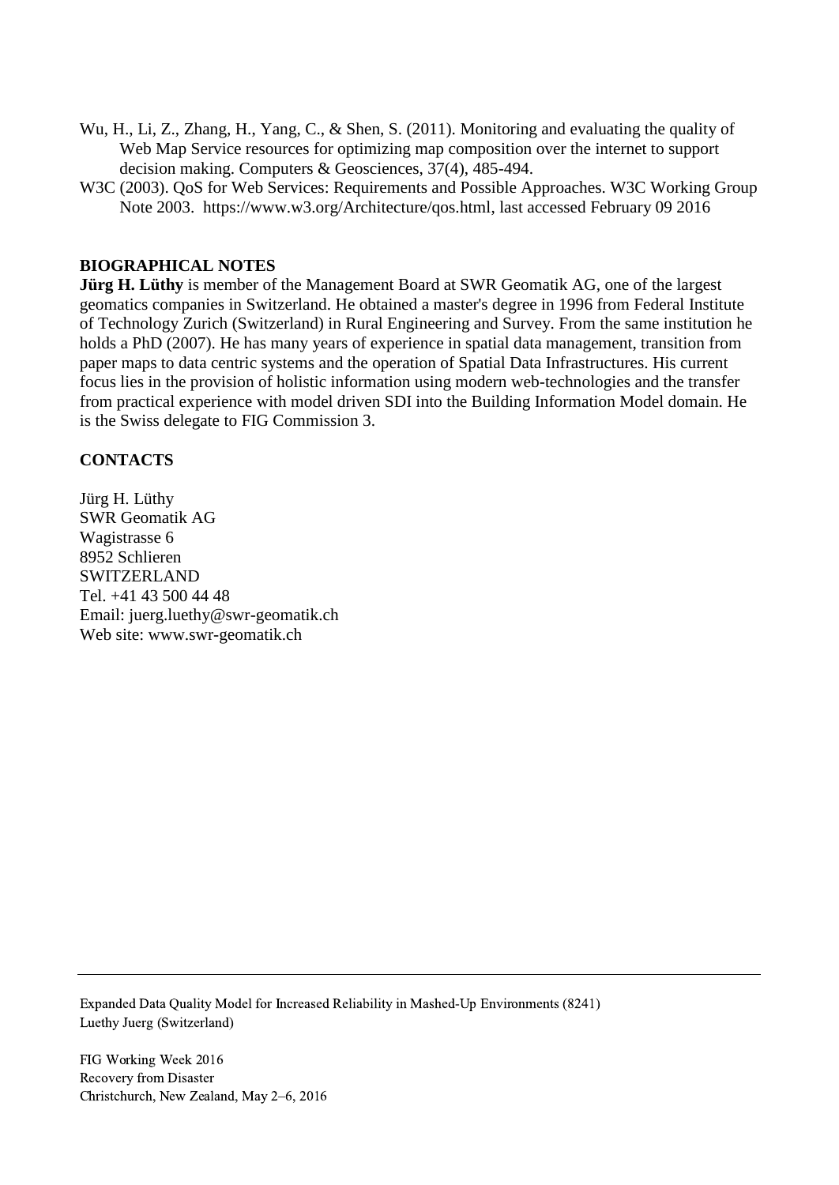Wu, H., Li, Z., Zhang, H., Yang, C., & Shen, S. (2011). Monitoring and evaluating the quality of Web Map Service resources for optimizing map composition over the internet to support decision making. Computers & Geosciences, 37(4), 485-494.

W3C (2003). QoS for Web Services: Requirements and Possible Approaches. W3C Working Group Note 2003. https://www.w3.org/Architecture/qos.html, last accessed February 09 2016

## BIOGRAPHICAL NOTES

**Jürg H. Lüthy** is member of the Management Board at SWR Geomatik AG, one of the largest geomatics companies in Switzerland. He obtained a master's degree in 1996 from Federal Institute of Technology Zurich (Switzerland) in Rural Engineering and Survey. From the same institution he holds a PhD (2007). He has many years of experience in spatial data management, transition from paper maps to data centric systems and the operation of Spatial Data Infrastructures. His current focus lies in the provision of holistic information using modern web-technologies and the transfer from practical experience with model driven SDI into the Building Information Model domain. He is the Swiss delegate to FIG Commission 3.

## CONTACTS

Jürg H. Lüthy
SWR Geomatik AG
Wagistrasse 6
8952 Schlieren
SWITZERLAND
Tel. +41 43 500 44 48
Email: juerg.luethy@swr-geomatik.ch
Web site: www.swr-geomatik.ch